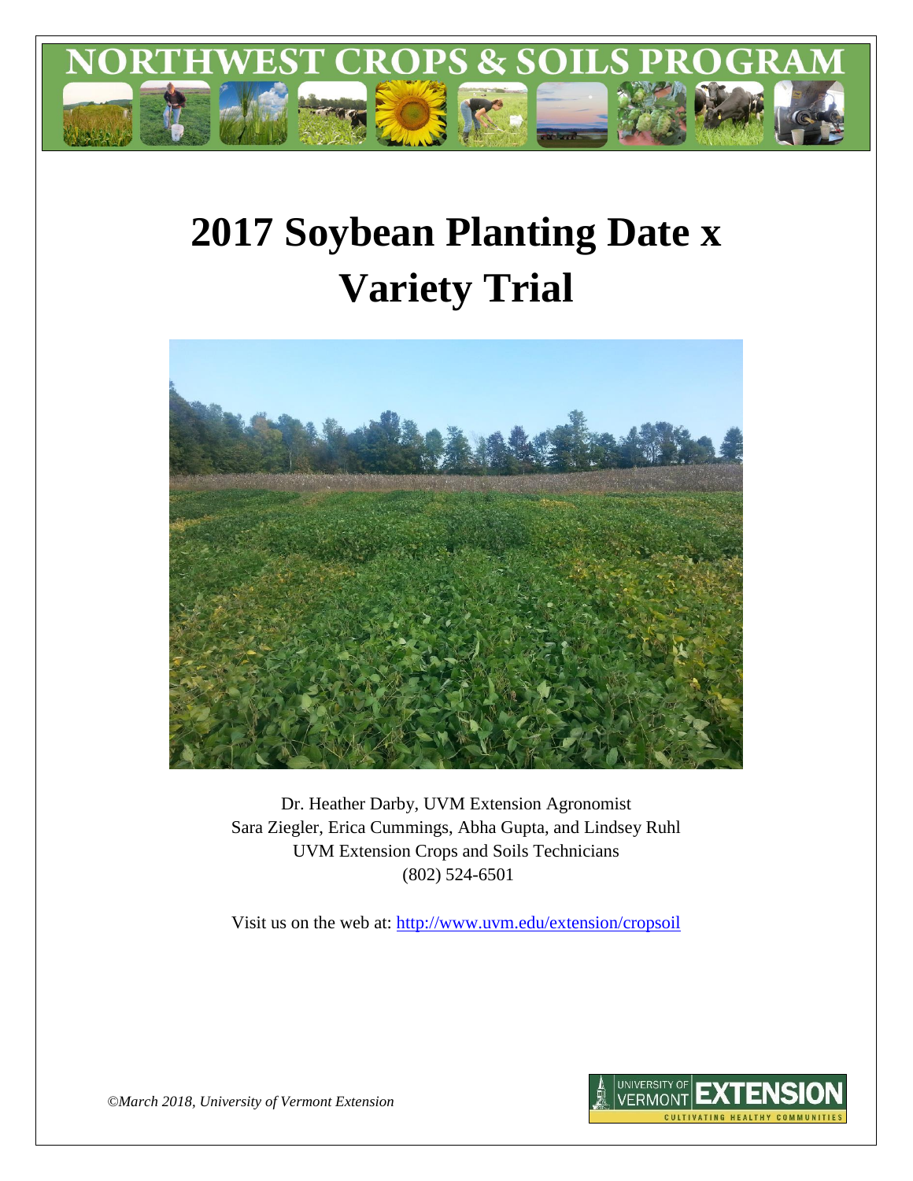# NORTHWEST CROPS & SOILS PROGRAM

# 2017 Soybean Planting Date x Variety Trial

Dr. Heather Darby, UVM Extension Agronomist
Sara Ziegler, Erica Cummings, Abha Gupta, and Lindsey Ruhl
UVM Extension Crops and Soils Technicians
(802) 524-6501

Visit us on the web at: http://www.uvm.edu/extension/cropsoil

*©March 2018, University of Vermont Extension*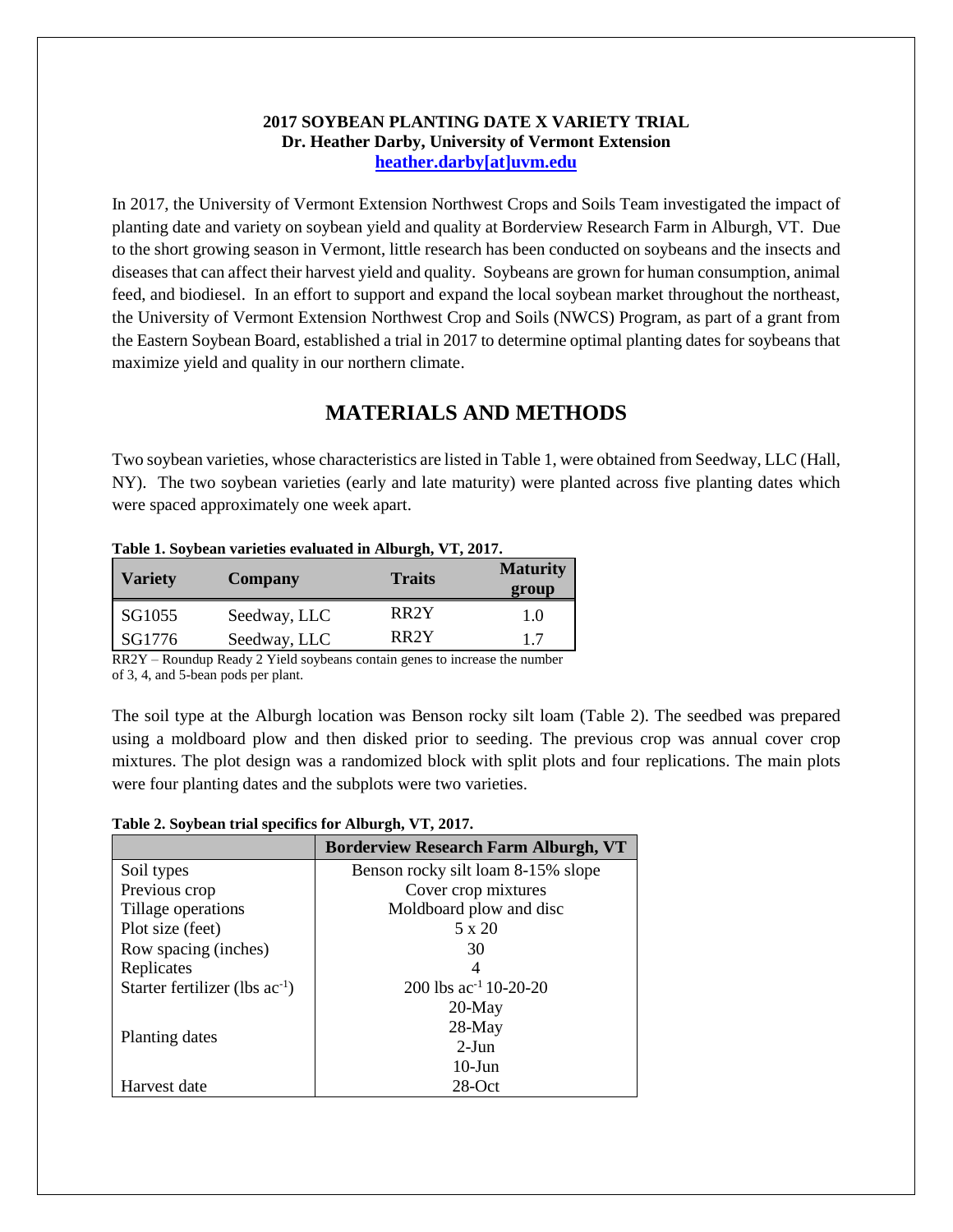**2017 SOYBEAN PLANTING DATE X VARIETY TRIAL**
**Dr. Heather Darby, University of Vermont Extension**
**heather.darby[at]uvm.edu**

In 2017, the University of Vermont Extension Northwest Crops and Soils Team investigated the impact of planting date and variety on soybean yield and quality at Borderview Research Farm in Alburgh, VT. Due to the short growing season in Vermont, little research has been conducted on soybeans and the insects and diseases that can affect their harvest yield and quality. Soybeans are grown for human consumption, animal feed, and biodiesel. In an effort to support and expand the local soybean market throughout the northeast, the University of Vermont Extension Northwest Crop and Soils (NWCS) Program, as part of a grant from the Eastern Soybean Board, established a trial in 2017 to determine optimal planting dates for soybeans that maximize yield and quality in our northern climate.

# MATERIALS AND METHODS

Two soybean varieties, whose characteristics are listed in Table 1, were obtained from Seedway, LLC (Hall, NY). The two soybean varieties (early and late maturity) were planted across five planting dates which were spaced approximately one week apart.

**Table 1. Soybean varieties evaluated in Alburgh, VT, 2017.**

| Variety | Company | Traits | Maturity group |
|---|---|---|---|
| SG1055 | Seedway, LLC | RR2Y | 1.0 |
| SG1776 | Seedway, LLC | RR2Y | 1.7 |

RR2Y – Roundup Ready 2 Yield soybeans contain genes to increase the number of 3, 4, and 5-bean pods per plant.

The soil type at the Alburgh location was Benson rocky silt loam (Table 2). The seedbed was prepared using a moldboard plow and then disked prior to seeding. The previous crop was annual cover crop mixtures. The plot design was a randomized block with split plots and four replications. The main plots were four planting dates and the subplots were two varieties.

**Table 2. Soybean trial specifics for Alburgh, VT, 2017.**

| | Borderview Research Farm Alburgh, VT |
|---|---|
| Soil types | Benson rocky silt loam 8-15% slope |
| Previous crop | Cover crop mixtures |
| Tillage operations | Moldboard plow and disc |
| Plot size (feet) | 5 x 20 |
| Row spacing (inches) | 30 |
| Replicates | 4 |
| Starter fertilizer (lbs $ac^{-1}$) | 200 lbs $ac^{-1}$ 10-20-20 |
| Planting dates | 20-May<br>28-May<br>2-Jun<br>10-Jun |
| Harvest date | 28-Oct |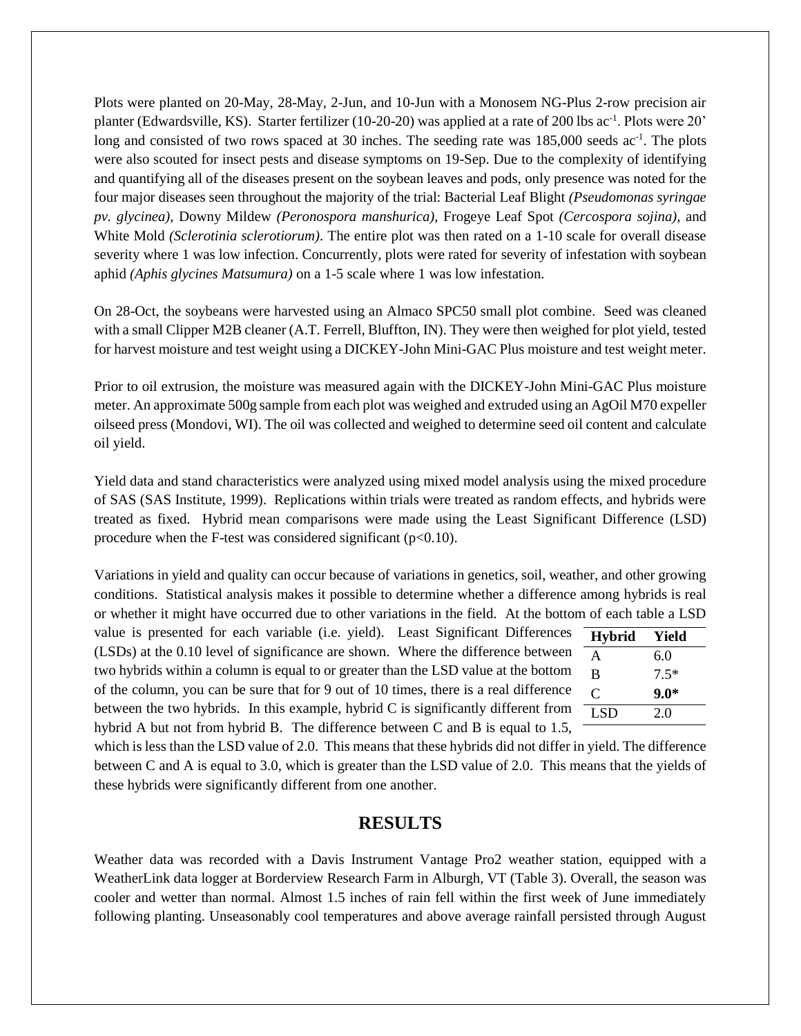Plots were planted on 20-May, 28-May, 2-Jun, and 10-Jun with a Monosem NG-Plus 2-row precision air planter (Edwardsville, KS). Starter fertilizer (10-20-20) was applied at a rate of 200 lbs $ac^{-1}$. Plots were 20' long and consisted of two rows spaced at 30 inches. The seeding rate was 185,000 seeds $ac^{-1}$. The plots were also scouted for insect pests and disease symptoms on 19-Sep. Due to the complexity of identifying and quantifying all of the diseases present on the soybean leaves and pods, only presence was noted for the four major diseases seen throughout the majority of the trial: Bacterial Leaf Blight *(Pseudomonas syringae pv. glycinea)*, Downy Mildew *(Peronospora manshurica)*, Frogeye Leaf Spot *(Cercospora sojina)*, and White Mold *(Sclerotinia sclerotiorum)*. The entire plot was then rated on a 1-10 scale for overall disease severity where 1 was low infection. Concurrently, plots were rated for severity of infestation with soybean aphid *(Aphis glycines Matsumura)* on a 1-5 scale where 1 was low infestation.

On 28-Oct, the soybeans were harvested using an Almaco SPC50 small plot combine. Seed was cleaned with a small Clipper M2B cleaner (A.T. Ferrell, Bluffton, IN). They were then weighed for plot yield, tested for harvest moisture and test weight using a DICKEY-John Mini-GAC Plus moisture and test weight meter.

Prior to oil extrusion, the moisture was measured again with the DICKEY-John Mini-GAC Plus moisture meter. An approximate 500g sample from each plot was weighed and extruded using an AgOil M70 expeller oilseed press (Mondovi, WI). The oil was collected and weighed to determine seed oil content and calculate oil yield.

Yield data and stand characteristics were analyzed using mixed model analysis using the mixed procedure of SAS (SAS Institute, 1999). Replications within trials were treated as random effects, and hybrids were treated as fixed. Hybrid mean comparisons were made using the Least Significant Difference (LSD) procedure when the F-test was considered significant ($p<0.10$).

Variations in yield and quality can occur because of variations in genetics, soil, weather, and other growing conditions. Statistical analysis makes it possible to determine whether a difference among hybrids is real or whether it might have occurred due to other variations in the field. At the bottom of each table a LSD value is presented for each variable (i.e. yield). Least Significant Differences (LSDs) at the 0.10 level of significance are shown. Where the difference between two hybrids within a column is equal to or greater than the LSD value at the bottom of the column, you can be sure that for 9 out of 10 times, there is a real difference between the two hybrids. In this example, hybrid C is significantly different from hybrid A but not from hybrid B. The difference between C and B is equal to 1.5, which is less than the LSD value of 2.0. This means that these hybrids did not differ in yield. The difference between C and A is equal to 3.0, which is greater than the LSD value of 2.0. This means that the yields of these hybrids were significantly different from one another.

| Hybrid | Yield |
|---|---|
| A | 6.0 |
| B | 7.5* |
| C | **9.0*** |
| LSD | 2.0 |

## RESULTS

Weather data was recorded with a Davis Instrument Vantage Pro2 weather station, equipped with a WeatherLink data logger at Borderview Research Farm in Alburgh, VT (Table 3). Overall, the season was cooler and wetter than normal. Almost 1.5 inches of rain fell within the first week of June immediately following planting. Unseasonably cool temperatures and above average rainfall persisted through August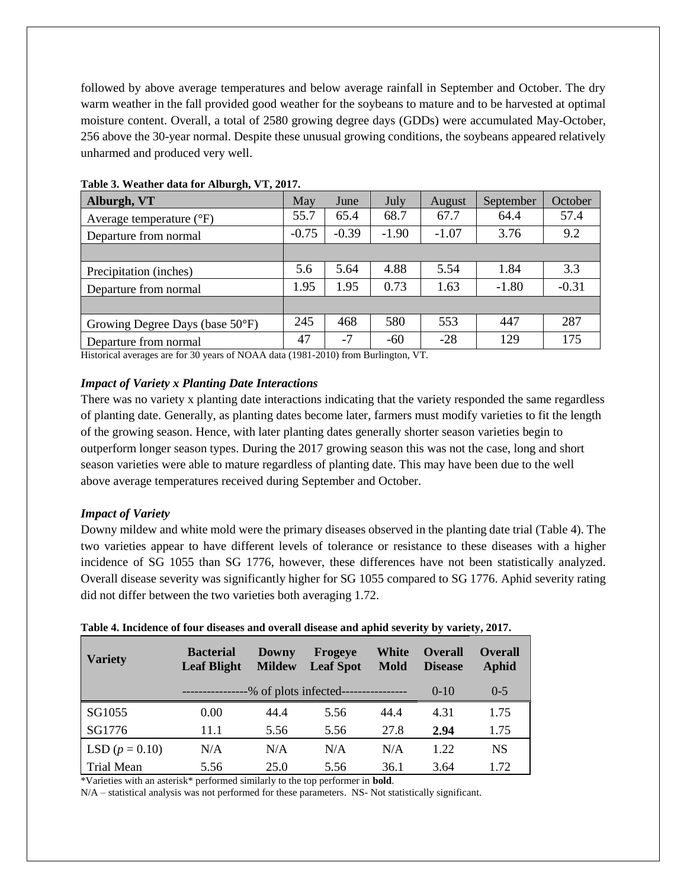followed by above average temperatures and below average rainfall in September and October. The dry warm weather in the fall provided good weather for the soybeans to mature and to be harvested at optimal moisture content. Overall, a total of 2580 growing degree days (GDDs) were accumulated May-October, 256 above the 30-year normal. Despite these unusual growing conditions, the soybeans appeared relatively unharmed and produced very well.

**Table 3. Weather data for Alburgh, VT, 2017.**

| Alburgh, VT | May | June | July | August | September | October |
|---|---|---|---|---|---|---|
| Average temperature (°F) | 55.7 | 65.4 | 68.7 | 67.7 | 64.4 | 57.4 |
| Departure from normal | -0.75 | -0.39 | -1.90 | -1.07 | 3.76 | 9.2 |
| | | | | | | |
| Precipitation (inches) | 5.6 | 5.64 | 4.88 | 5.54 | 1.84 | 3.3 |
| Departure from normal | 1.95 | 1.95 | 0.73 | 1.63 | -1.80 | -0.31 |
| | | | | | | |
| Growing Degree Days (base 50°F) | 245 | 468 | 580 | 553 | 447 | 287 |
| Departure from normal | 47 | -7 | -60 | -28 | 129 | 175 |

Historical averages are for 30 years of NOAA data (1981-2010) from Burlington, VT.

### *Impact of Variety x Planting Date Interactions*

There was no variety x planting date interactions indicating that the variety responded the same regardless of planting date. Generally, as planting dates become later, farmers must modify varieties to fit the length of the growing season. Hence, with later planting dates generally shorter season varieties begin to outperform longer season types. During the 2017 growing season this was not the case, long and short season varieties were able to mature regardless of planting date. This may have been due to the well above average temperatures received during September and October.

### *Impact of Variety*

Downy mildew and white mold were the primary diseases observed in the planting date trial (Table 4). The two varieties appear to have different levels of tolerance or resistance to these diseases with a higher incidence of SG 1055 than SG 1776, however, these differences have not been statistically analyzed. Overall disease severity was significantly higher for SG 1055 compared to SG 1776. Aphid severity rating did not differ between the two varieties both averaging 1.72.

**Table 4. Incidence of four diseases and overall disease and aphid severity by variety, 2017.**

| Variety | Bacterial Leaf Blight | Downy Mildew | Frogeye Leaf Spot | White Mold | Overall Disease | Overall Aphid |
|---|---|---|---|---|---|---|
| | ---------------% of plots infected--------------- | | | | 0-10 | 0-5 |
| SG1055 | 0.00 | 44.4 | 5.56 | 44.4 | 4.31 | 1.75 |
| SG1776 | 11.1 | 5.56 | 5.56 | 27.8 | **2.94** | 1.75 |
| LSD ($p$ = 0.10) | N/A | N/A | N/A | N/A | 1.22 | NS |
| Trial Mean | 5.56 | 25.0 | 5.56 | 36.1 | 3.64 | 1.72 |

*Varieties with an asterisk* performed similarly to the top performer in **bold**.

N/A – statistical analysis was not performed for these parameters. NS- Not statistically significant.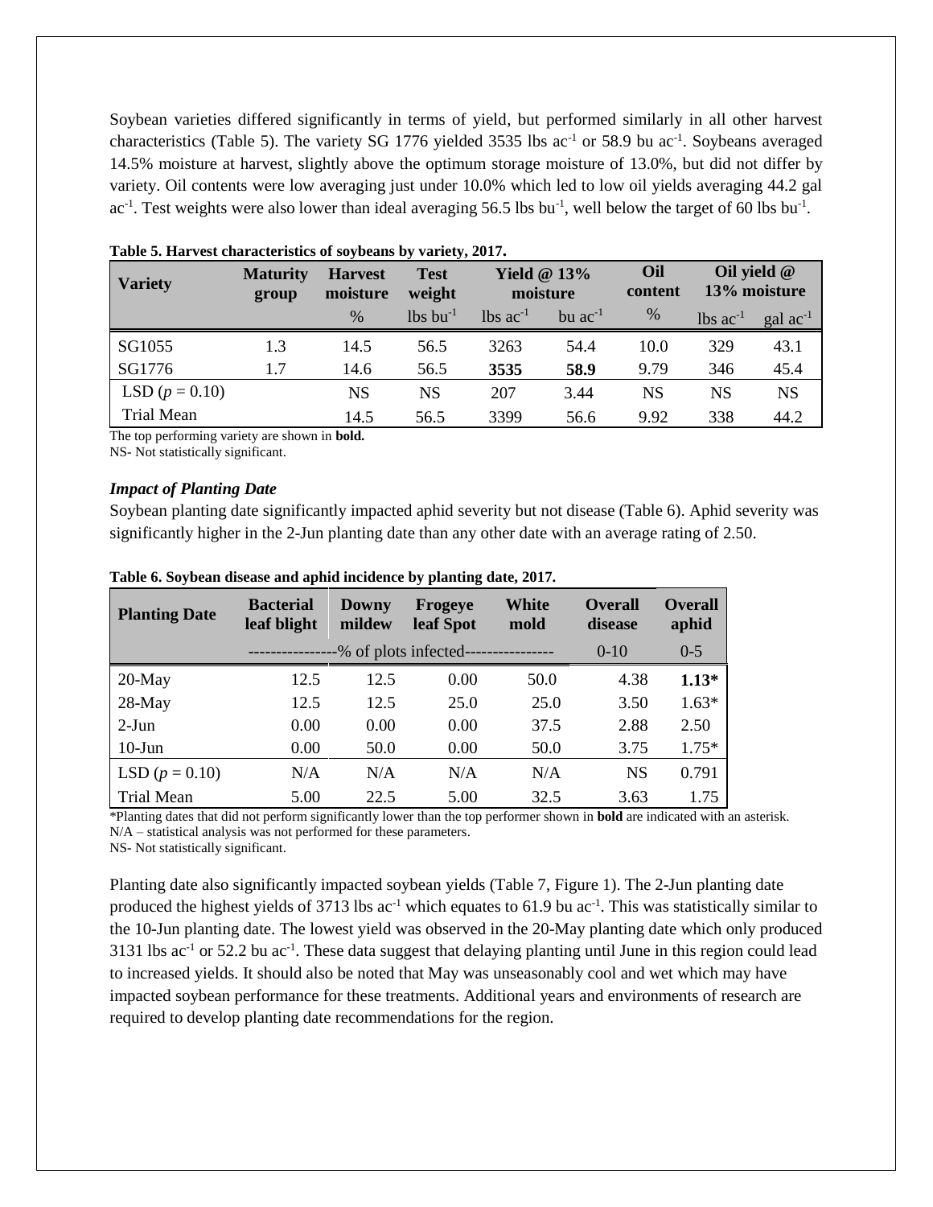Soybean varieties differed significantly in terms of yield, but performed similarly in all other harvest characteristics (Table 5). The variety SG 1776 yielded 3535 lbs ac$^{-1}$ or 58.9 bu ac$^{-1}$. Soybeans averaged 14.5% moisture at harvest, slightly above the optimum storage moisture of 13.0%, but did not differ by variety. Oil contents were low averaging just under 10.0% which led to low oil yields averaging 44.2 gal ac$^{-1}$. Test weights were also lower than ideal averaging 56.5 lbs bu$^{-1}$, well below the target of 60 lbs bu$^{-1}$.

**Table 5. Harvest characteristics of soybeans by variety, 2017.**

| Variety | Maturity group | Harvest moisture | Test weight | Yield @ 13% moisture | | Oil content | Oil yield @ 13% moisture | |
|---|---|---|---|---|---|---|---|---|
| | | % | lbs bu$^{-1}$ | lbs ac$^{-1}$ | bu ac$^{-1}$ | % | lbs ac$^{-1}$ | gal ac$^{-1}$ |
| SG1055 | 1.3 | 14.5 | 56.5 | 3263 | 54.4 | 10.0 | 329 | 43.1 |
| SG1776 | 1.7 | 14.6 | 56.5 | **3535** | **58.9** | 9.79 | 346 | 45.4 |
| LSD ($p$ = 0.10) | | NS | NS | 207 | 3.44 | NS | NS | NS |
| Trial Mean | | 14.5 | 56.5 | 3399 | 56.6 | 9.92 | 338 | 44.2 |

The top performing variety are shown in **bold.**
NS- Not statistically significant.

### *Impact of Planting Date*

Soybean planting date significantly impacted aphid severity but not disease (Table 6). Aphid severity was significantly higher in the 2-Jun planting date than any other date with an average rating of 2.50.

**Table 6. Soybean disease and aphid incidence by planting date, 2017.**

| Planting Date | Bacterial leaf blight | Downy mildew | Frogeye leaf Spot | White mold | Overall disease | Overall aphid |
|---|---|---|---|---|---|---|
| | ---------------% of plots infected--------------- | | | | 0-10 | 0-5 |
| 20-May | 12.5 | 12.5 | 0.00 | 50.0 | 4.38 | **1.13*** |
| 28-May | 12.5 | 12.5 | 25.0 | 25.0 | 3.50 | 1.63* |
| 2-Jun | 0.00 | 0.00 | 0.00 | 37.5 | 2.88 | 2.50 |
| 10-Jun | 0.00 | 50.0 | 0.00 | 50.0 | 3.75 | 1.75* |
| LSD ($p$ = 0.10) | N/A | N/A | N/A | N/A | NS | 0.791 |
| Trial Mean | 5.00 | 22.5 | 5.00 | 32.5 | 3.63 | 1.75 |

*Planting dates that did not perform significantly lower than the top performer shown in **bold** are indicated with an asterisk.
N/A – statistical analysis was not performed for these parameters.
NS- Not statistically significant.

Planting date also significantly impacted soybean yields (Table 7, Figure 1). The 2-Jun planting date produced the highest yields of 3713 lbs ac$^{-1}$ which equates to 61.9 bu ac$^{-1}$. This was statistically similar to the 10-Jun planting date. The lowest yield was observed in the 20-May planting date which only produced 3131 lbs ac$^{-1}$ or 52.2 bu ac$^{-1}$. These data suggest that delaying planting until June in this region could lead to increased yields. It should also be noted that May was unseasonably cool and wet which may have impacted soybean performance for these treatments. Additional years and environments of research are required to develop planting date recommendations for the region.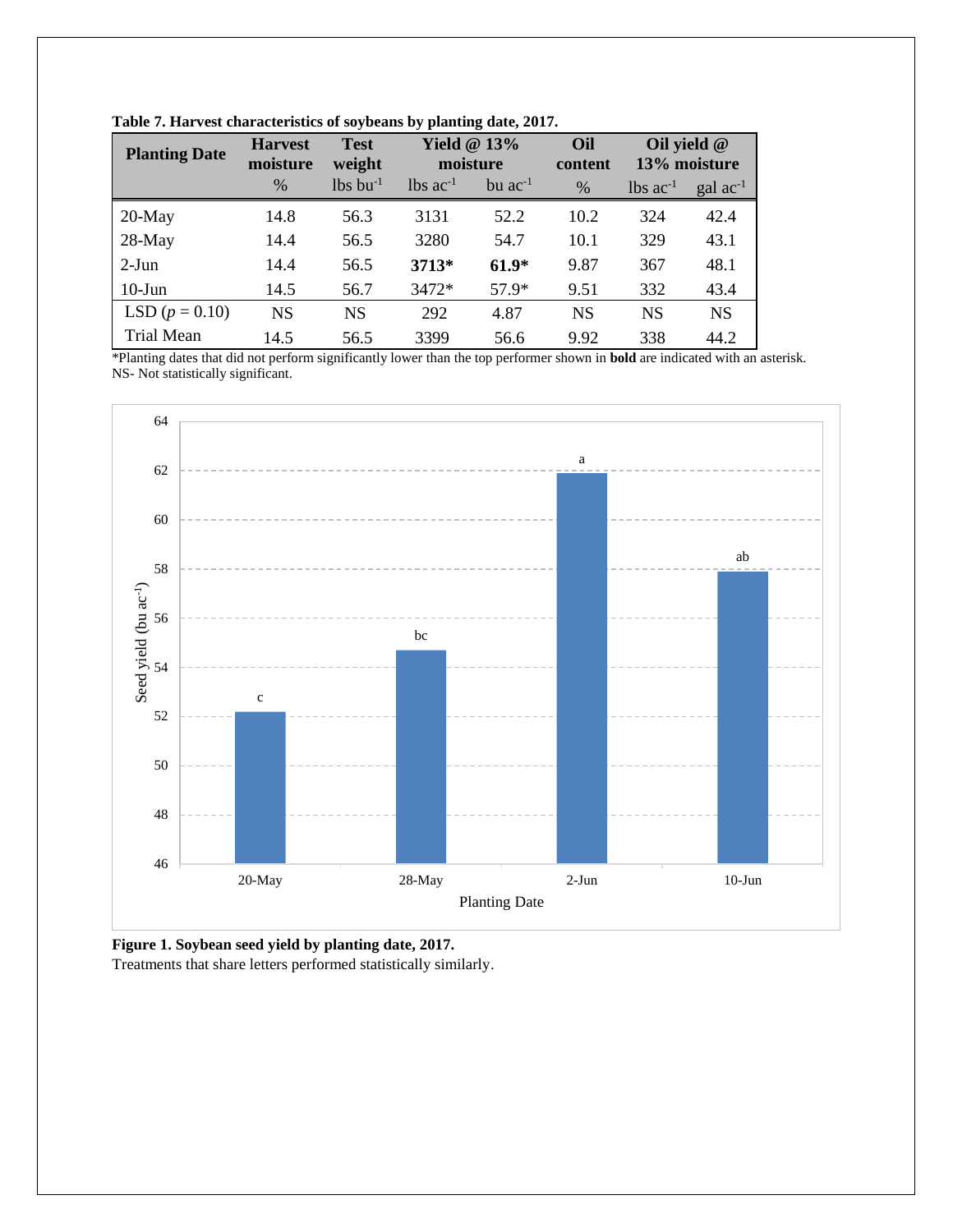**Table 7. Harvest characteristics of soybeans by planting date, 2017.**

| Planting Date | Harvest moisture | Test weight | Yield @ 13% moisture | | Oil content | Oil yield @ 13% moisture | |
|---|---|---|---|---|---|---|---|
| | % | lbs bu$^{-1}$ | lbs ac$^{-1}$ | bu ac$^{-1}$ | % | lbs ac$^{-1}$ | gal ac$^{-1}$ |
| 20-May | 14.8 | 56.3 | 3131 | 52.2 | 10.2 | 324 | 42.4 |
| 28-May | 14.4 | 56.5 | 3280 | 54.7 | 10.1 | 329 | 43.1 |
| 2-Jun | 14.4 | 56.5 | **3713*** | **61.9*** | 9.87 | 367 | 48.1 |
| 10-Jun | 14.5 | 56.7 | 3472* | 57.9* | 9.51 | 332 | 43.4 |
| LSD ($p$ = 0.10) | NS | NS | 292 | 4.87 | NS | NS | NS |
| Trial Mean | 14.5 | 56.5 | 3399 | 56.6 | 9.92 | 338 | 44.2 |

*Planting dates that did not perform significantly lower than the top performer shown in **bold** are indicated with an asterisk.
NS- Not statistically significant.

**Figure 1. Soybean seed yield by planting date, 2017.**
Treatments that share letters performed statistically similarly.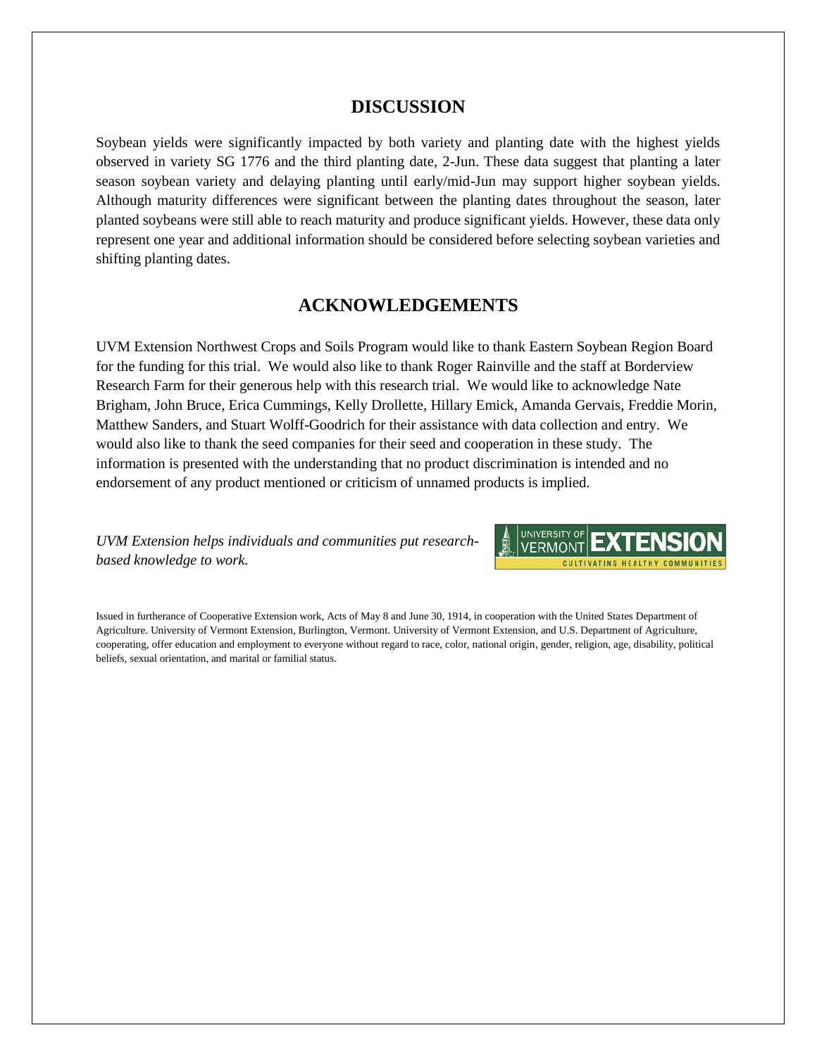## DISCUSSION

Soybean yields were significantly impacted by both variety and planting date with the highest yields observed in variety SG 1776 and the third planting date, 2-Jun. These data suggest that planting a later season soybean variety and delaying planting until early/mid-Jun may support higher soybean yields. Although maturity differences were significant between the planting dates throughout the season, later planted soybeans were still able to reach maturity and produce significant yields. However, these data only represent one year and additional information should be considered before selecting soybean varieties and shifting planting dates.

## ACKNOWLEDGEMENTS

UVM Extension Northwest Crops and Soils Program would like to thank Eastern Soybean Region Board for the funding for this trial. We would also like to thank Roger Rainville and the staff at Borderview Research Farm for their generous help with this research trial. We would like to acknowledge Nate Brigham, John Bruce, Erica Cummings, Kelly Drollette, Hillary Emick, Amanda Gervais, Freddie Morin, Matthew Sanders, and Stuart Wolff-Goodrich for their assistance with data collection and entry. We would also like to thank the seed companies for their seed and cooperation in these study. The information is presented with the understanding that no product discrimination is intended and no endorsement of any product mentioned or criticism of unnamed products is implied.

*UVM Extension helps individuals and communities put research-based knowledge to work.*

UNIVERSITY OF VERMONT EXTENSION
CULTIVATING HEALTHY COMMUNITIES

Issued in furtherance of Cooperative Extension work, Acts of May 8 and June 30, 1914, in cooperation with the United States Department of Agriculture. University of Vermont Extension, Burlington, Vermont. University of Vermont Extension, and U.S. Department of Agriculture, cooperating, offer education and employment to everyone without regard to race, color, national origin, gender, religion, age, disability, political beliefs, sexual orientation, and marital or familial status.